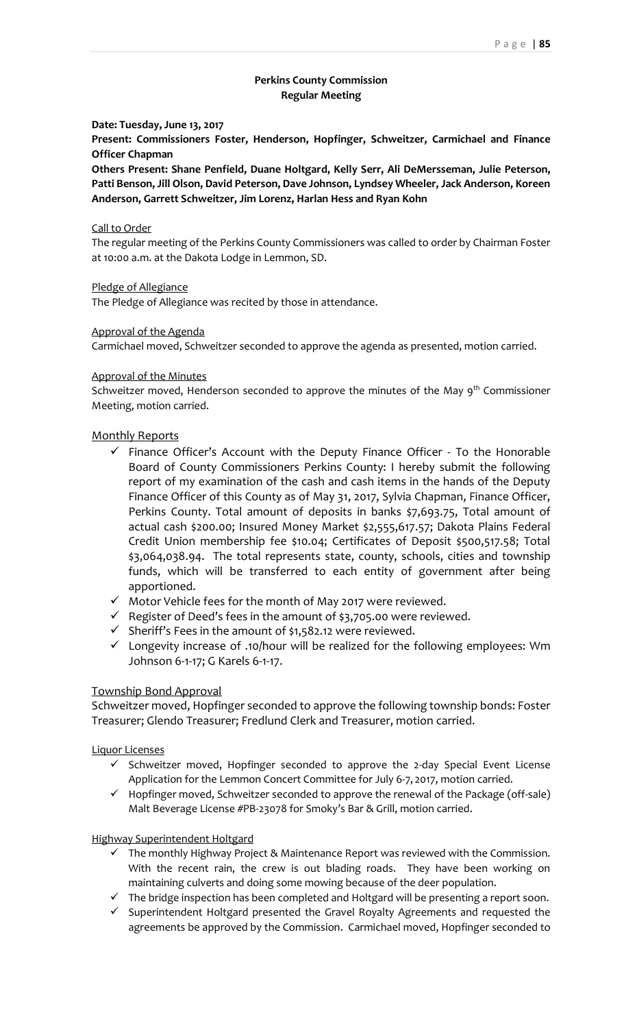**Perkins County Commission**
**Regular Meeting**

**Date: Tuesday, June 13, 2017**

**Present: Commissioners Foster, Henderson, Hopfinger, Schweitzer, Carmichael and Finance Officer Chapman**

**Others Present: Shane Penfield, Duane Holtgard, Kelly Serr, Ali DeMersseman, Julie Peterson, Patti Benson, Jill Olson, David Peterson, Dave Johnson, Lyndsey Wheeler, Jack Anderson, Koreen Anderson, Garrett Schweitzer, Jim Lorenz, Harlan Hess and Ryan Kohn**

Call to Order

The regular meeting of the Perkins County Commissioners was called to order by Chairman Foster at 10:00 a.m. at the Dakota Lodge in Lemmon, SD.

Pledge of Allegiance

The Pledge of Allegiance was recited by those in attendance.

Approval of the Agenda

Carmichael moved, Schweitzer seconded to approve the agenda as presented, motion carried.

Approval of the Minutes

Schweitzer moved, Henderson seconded to approve the minutes of the May 9th Commissioner Meeting, motion carried.

Monthly Reports

- ✓ Finance Officer's Account with the Deputy Finance Officer - To the Honorable Board of County Commissioners Perkins County: I hereby submit the following report of my examination of the cash and cash items in the hands of the Deputy Finance Officer of this County as of May 31, 2017, Sylvia Chapman, Finance Officer, Perkins County. Total amount of deposits in banks $7,693.75, Total amount of actual cash $200.00; Insured Money Market $2,555,617.57; Dakota Plains Federal Credit Union membership fee $10.04; Certificates of Deposit $500,517.58; Total $3,064,038.94. The total represents state, county, schools, cities and township funds, which will be transferred to each entity of government after being apportioned.
- ✓ Motor Vehicle fees for the month of May 2017 were reviewed.
- ✓ Register of Deed's fees in the amount of $3,705.00 were reviewed.
- ✓ Sheriff's Fees in the amount of $1,582.12 were reviewed.
- ✓ Longevity increase of .10/hour will be realized for the following employees: Wm Johnson 6-1-17; G Karels 6-1-17.

Township Bond Approval

Schweitzer moved, Hopfinger seconded to approve the following township bonds: Foster Treasurer; Glendo Treasurer; Fredlund Clerk and Treasurer, motion carried.

Liquor Licenses

- ✓ Schweitzer moved, Hopfinger seconded to approve the 2-day Special Event License Application for the Lemmon Concert Committee for July 6-7, 2017, motion carried.
- ✓ Hopfinger moved, Schweitzer seconded to approve the renewal of the Package (off-sale) Malt Beverage License #PB-23078 for Smoky's Bar & Grill, motion carried.

Highway Superintendent Holtgard

- ✓ The monthly Highway Project & Maintenance Report was reviewed with the Commission. With the recent rain, the crew is out blading roads. They have been working on maintaining culverts and doing some mowing because of the deer population.
- ✓ The bridge inspection has been completed and Holtgard will be presenting a report soon.
- ✓ Superintendent Holtgard presented the Gravel Royalty Agreements and requested the agreements be approved by the Commission. Carmichael moved, Hopfinger seconded to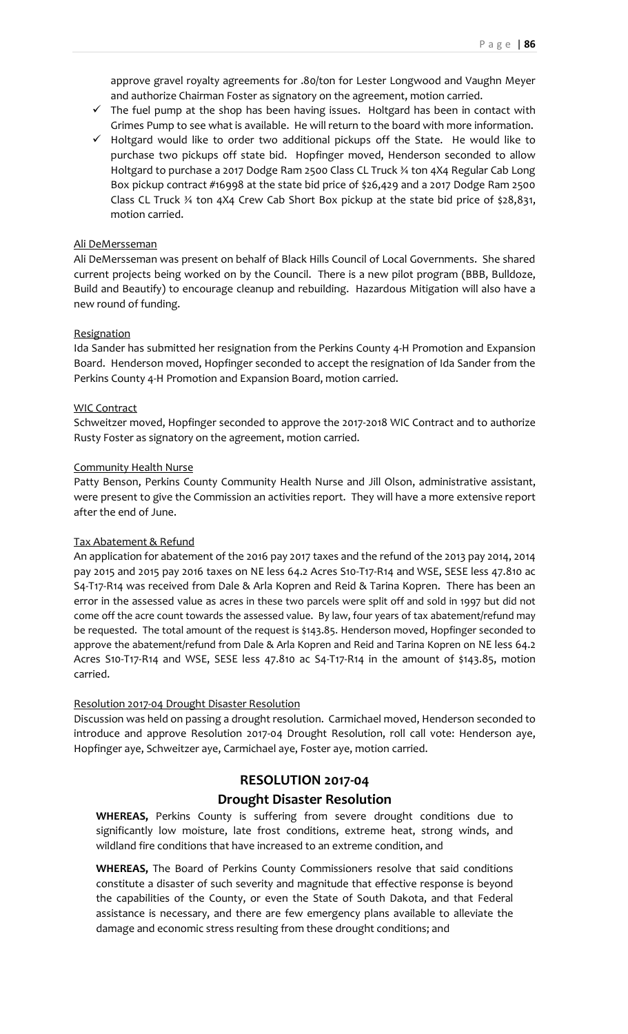approve gravel royalty agreements for .80/ton for Lester Longwood and Vaughn Meyer and authorize Chairman Foster as signatory on the agreement, motion carried.

- ✓ The fuel pump at the shop has been having issues. Holtgard has been in contact with Grimes Pump to see what is available. He will return to the board with more information.
- ✓ Holtgard would like to order two additional pickups off the State. He would like to purchase two pickups off state bid. Hopfinger moved, Henderson seconded to allow Holtgard to purchase a 2017 Dodge Ram 2500 Class CL Truck ¾ ton 4X4 Regular Cab Long Box pickup contract #16998 at the state bid price of $26,429 and a 2017 Dodge Ram 2500 Class CL Truck ¾ ton 4X4 Crew Cab Short Box pickup at the state bid price of $28,831, motion carried.

Ali DeMersseman

Ali DeMersseman was present on behalf of Black Hills Council of Local Governments. She shared current projects being worked on by the Council. There is a new pilot program (BBB, Bulldoze, Build and Beautify) to encourage cleanup and rebuilding. Hazardous Mitigation will also have a new round of funding.

Resignation

Ida Sander has submitted her resignation from the Perkins County 4-H Promotion and Expansion Board. Henderson moved, Hopfinger seconded to accept the resignation of Ida Sander from the Perkins County 4-H Promotion and Expansion Board, motion carried.

WIC Contract

Schweitzer moved, Hopfinger seconded to approve the 2017-2018 WIC Contract and to authorize Rusty Foster as signatory on the agreement, motion carried.

Community Health Nurse

Patty Benson, Perkins County Community Health Nurse and Jill Olson, administrative assistant, were present to give the Commission an activities report. They will have a more extensive report after the end of June.

Tax Abatement & Refund

An application for abatement of the 2016 pay 2017 taxes and the refund of the 2013 pay 2014, 2014 pay 2015 and 2015 pay 2016 taxes on NE less 64.2 Acres S10-T17-R14 and WSE, SESE less 47.810 ac S4-T17-R14 was received from Dale & Arla Kopren and Reid & Tarina Kopren. There has been an error in the assessed value as acres in these two parcels were split off and sold in 1997 but did not come off the acre count towards the assessed value. By law, four years of tax abatement/refund may be requested. The total amount of the request is $143.85. Henderson moved, Hopfinger seconded to approve the abatement/refund from Dale & Arla Kopren and Reid and Tarina Kopren on NE less 64.2 Acres S10-T17-R14 and WSE, SESE less 47.810 ac S4-T17-R14 in the amount of $143.85, motion carried.

Resolution 2017-04 Drought Disaster Resolution

Discussion was held on passing a drought resolution. Carmichael moved, Henderson seconded to introduce and approve Resolution 2017-04 Drought Resolution, roll call vote: Henderson aye, Hopfinger aye, Schweitzer aye, Carmichael aye, Foster aye, motion carried.

## RESOLUTION 2017-04

## Drought Disaster Resolution

**WHEREAS,** Perkins County is suffering from severe drought conditions due to significantly low moisture, late frost conditions, extreme heat, strong winds, and wildland fire conditions that have increased to an extreme condition, and

**WHEREAS,** The Board of Perkins County Commissioners resolve that said conditions constitute a disaster of such severity and magnitude that effective response is beyond the capabilities of the County, or even the State of South Dakota, and that Federal assistance is necessary, and there are few emergency plans available to alleviate the damage and economic stress resulting from these drought conditions; and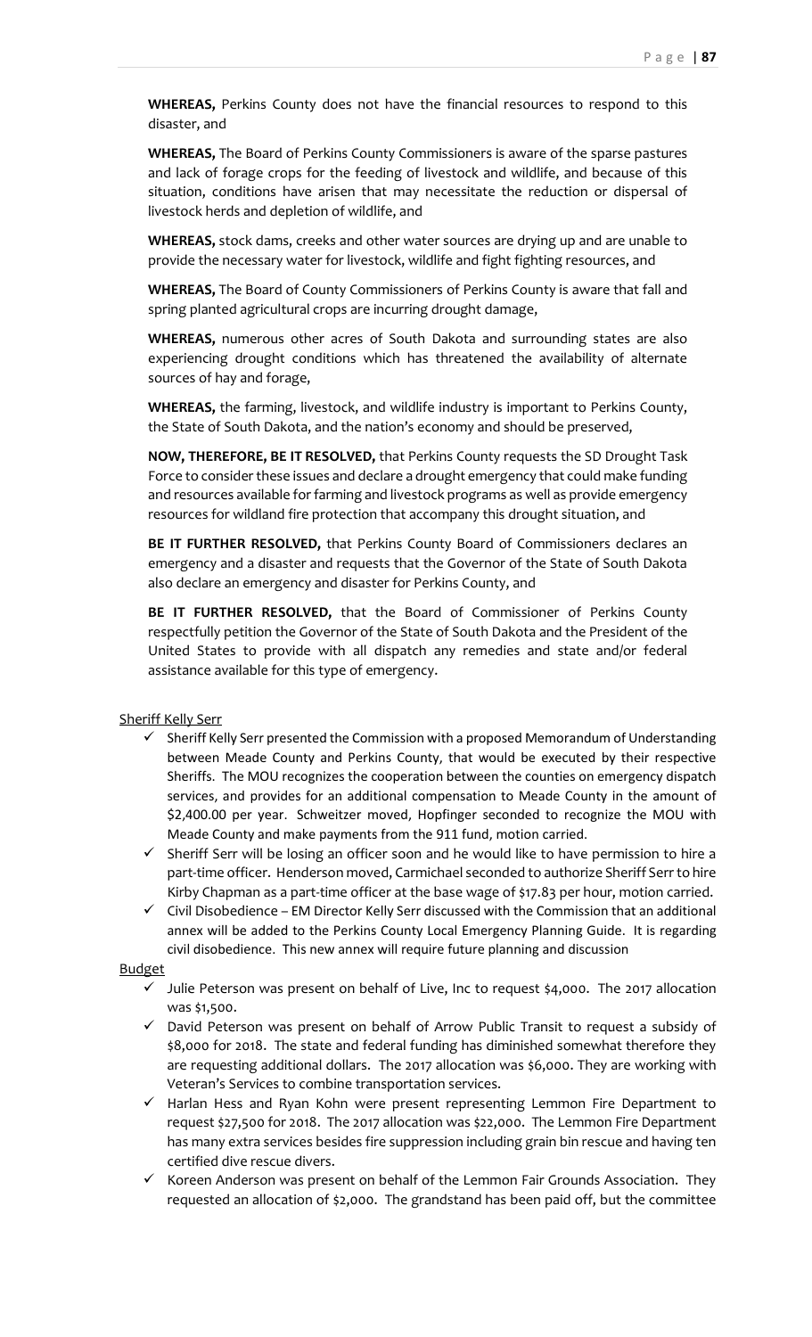**WHEREAS,** Perkins County does not have the financial resources to respond to this disaster, and

**WHEREAS,** The Board of Perkins County Commissioners is aware of the sparse pastures and lack of forage crops for the feeding of livestock and wildlife, and because of this situation, conditions have arisen that may necessitate the reduction or dispersal of livestock herds and depletion of wildlife, and

**WHEREAS,** stock dams, creeks and other water sources are drying up and are unable to provide the necessary water for livestock, wildlife and fight fighting resources, and

**WHEREAS,** The Board of County Commissioners of Perkins County is aware that fall and spring planted agricultural crops are incurring drought damage,

**WHEREAS,** numerous other acres of South Dakota and surrounding states are also experiencing drought conditions which has threatened the availability of alternate sources of hay and forage,

**WHEREAS,** the farming, livestock, and wildlife industry is important to Perkins County, the State of South Dakota, and the nation's economy and should be preserved,

**NOW, THEREFORE, BE IT RESOLVED,** that Perkins County requests the SD Drought Task Force to consider these issues and declare a drought emergency that could make funding and resources available for farming and livestock programs as well as provide emergency resources for wildland fire protection that accompany this drought situation, and

**BE IT FURTHER RESOLVED,** that Perkins County Board of Commissioners declares an emergency and a disaster and requests that the Governor of the State of South Dakota also declare an emergency and disaster for Perkins County, and

**BE IT FURTHER RESOLVED,** that the Board of Commissioner of Perkins County respectfully petition the Governor of the State of South Dakota and the President of the United States to provide with all dispatch any remedies and state and/or federal assistance available for this type of emergency.

Sheriff Kelly Serr

- ✓ Sheriff Kelly Serr presented the Commission with a proposed Memorandum of Understanding between Meade County and Perkins County, that would be executed by their respective Sheriffs. The MOU recognizes the cooperation between the counties on emergency dispatch services, and provides for an additional compensation to Meade County in the amount of $2,400.00 per year. Schweitzer moved, Hopfinger seconded to recognize the MOU with Meade County and make payments from the 911 fund, motion carried.
- ✓ Sheriff Serr will be losing an officer soon and he would like to have permission to hire a part-time officer. Henderson moved, Carmichael seconded to authorize Sheriff Serr to hire Kirby Chapman as a part-time officer at the base wage of $17.83 per hour, motion carried.
- ✓ Civil Disobedience – EM Director Kelly Serr discussed with the Commission that an additional annex will be added to the Perkins County Local Emergency Planning Guide. It is regarding civil disobedience. This new annex will require future planning and discussion

Budget

- ✓ Julie Peterson was present on behalf of Live, Inc to request $4,000. The 2017 allocation was $1,500.
- ✓ David Peterson was present on behalf of Arrow Public Transit to request a subsidy of $8,000 for 2018. The state and federal funding has diminished somewhat therefore they are requesting additional dollars. The 2017 allocation was $6,000. They are working with Veteran's Services to combine transportation services.
- ✓ Harlan Hess and Ryan Kohn were present representing Lemmon Fire Department to request $27,500 for 2018. The 2017 allocation was $22,000. The Lemmon Fire Department has many extra services besides fire suppression including grain bin rescue and having ten certified dive rescue divers.
- ✓ Koreen Anderson was present on behalf of the Lemmon Fair Grounds Association. They requested an allocation of $2,000. The grandstand has been paid off, but the committee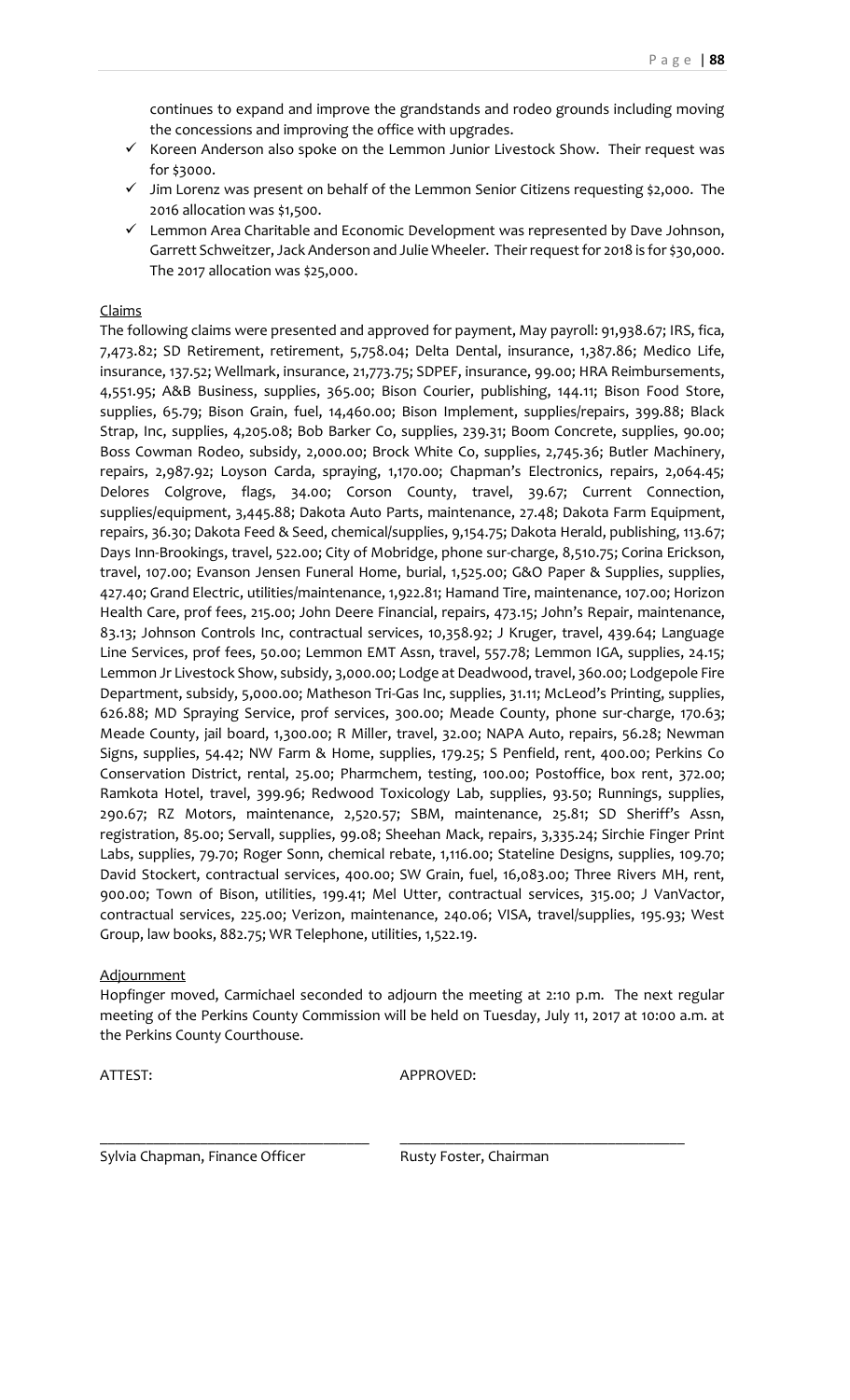continues to expand and improve the grandstands and rodeo grounds including moving the concessions and improving the office with upgrades.

- ✓ Koreen Anderson also spoke on the Lemmon Junior Livestock Show. Their request was for $3000.
- ✓ Jim Lorenz was present on behalf of the Lemmon Senior Citizens requesting $2,000. The 2016 allocation was $1,500.
- ✓ Lemmon Area Charitable and Economic Development was represented by Dave Johnson, Garrett Schweitzer, Jack Anderson and Julie Wheeler. Their request for 2018 is for $30,000. The 2017 allocation was $25,000.

Claims

The following claims were presented and approved for payment, May payroll: 91,938.67; IRS, fica, 7,473.82; SD Retirement, retirement, 5,758.04; Delta Dental, insurance, 1,387.86; Medico Life, insurance, 137.52; Wellmark, insurance, 21,773.75; SDPEF, insurance, 99.00; HRA Reimbursements, 4,551.95; A&B Business, supplies, 365.00; Bison Courier, publishing, 144.11; Bison Food Store, supplies, 65.79; Bison Grain, fuel, 14,460.00; Bison Implement, supplies/repairs, 399.88; Black Strap, Inc, supplies, 4,205.08; Bob Barker Co, supplies, 239.31; Boom Concrete, supplies, 90.00; Boss Cowman Rodeo, subsidy, 2,000.00; Brock White Co, supplies, 2,745.36; Butler Machinery, repairs, 2,987.92; Loyson Carda, spraying, 1,170.00; Chapman's Electronics, repairs, 2,064.45; Delores Colgrove, flags, 34.00; Corson County, travel, 39.67; Current Connection, supplies/equipment, 3,445.88; Dakota Auto Parts, maintenance, 27.48; Dakota Farm Equipment, repairs, 36.30; Dakota Feed & Seed, chemical/supplies, 9,154.75; Dakota Herald, publishing, 113.67; Days Inn-Brookings, travel, 522.00; City of Mobridge, phone sur-charge, 8,510.75; Corina Erickson, travel, 107.00; Evanson Jensen Funeral Home, burial, 1,525.00; G&O Paper & Supplies, supplies, 427.40; Grand Electric, utilities/maintenance, 1,922.81; Hamand Tire, maintenance, 107.00; Horizon Health Care, prof fees, 215.00; John Deere Financial, repairs, 473.15; John's Repair, maintenance, 83.13; Johnson Controls Inc, contractual services, 10,358.92; J Kruger, travel, 439.64; Language Line Services, prof fees, 50.00; Lemmon EMT Assn, travel, 557.78; Lemmon IGA, supplies, 24.15; Lemmon Jr Livestock Show, subsidy, 3,000.00; Lodge at Deadwood, travel, 360.00; Lodgepole Fire Department, subsidy, 5,000.00; Matheson Tri-Gas Inc, supplies, 31.11; McLeod's Printing, supplies, 626.88; MD Spraying Service, prof services, 300.00; Meade County, phone sur-charge, 170.63; Meade County, jail board, 1,300.00; R Miller, travel, 32.00; NAPA Auto, repairs, 56.28; Newman Signs, supplies, 54.42; NW Farm & Home, supplies, 179.25; S Penfield, rent, 400.00; Perkins Co Conservation District, rental, 25.00; Pharmchem, testing, 100.00; Postoffice, box rent, 372.00; Ramkota Hotel, travel, 399.96; Redwood Toxicology Lab, supplies, 93.50; Runnings, supplies, 290.67; RZ Motors, maintenance, 2,520.57; SBM, maintenance, 25.81; SD Sheriff's Assn, registration, 85.00; Servall, supplies, 99.08; Sheehan Mack, repairs, 3,335.24; Sirchie Finger Print Labs, supplies, 79.70; Roger Sonn, chemical rebate, 1,116.00; Stateline Designs, supplies, 109.70; David Stockert, contractual services, 400.00; SW Grain, fuel, 16,083.00; Three Rivers MH, rent, 900.00; Town of Bison, utilities, 199.41; Mel Utter, contractual services, 315.00; J VanVactor, contractual services, 225.00; Verizon, maintenance, 240.06; VISA, travel/supplies, 195.93; West Group, law books, 882.75; WR Telephone, utilities, 1,522.19.

Adjournment

Hopfinger moved, Carmichael seconded to adjourn the meeting at 2:10 p.m. The next regular meeting of the Perkins County Commission will be held on Tuesday, July 11, 2017 at 10:00 a.m. at the Perkins County Courthouse.

ATTEST: APPROVED:

\_\_\_\_\_\_\_\_\_\_\_\_\_\_\_\_\_\_\_\_\_\_\_\_\_\_\_\_\_\_ \_\_\_\_\_\_\_\_\_\_\_\_\_\_\_\_\_\_\_\_\_\_\_\_\_\_\_\_\_\_

Sylvia Chapman, Finance Officer Rusty Foster, Chairman